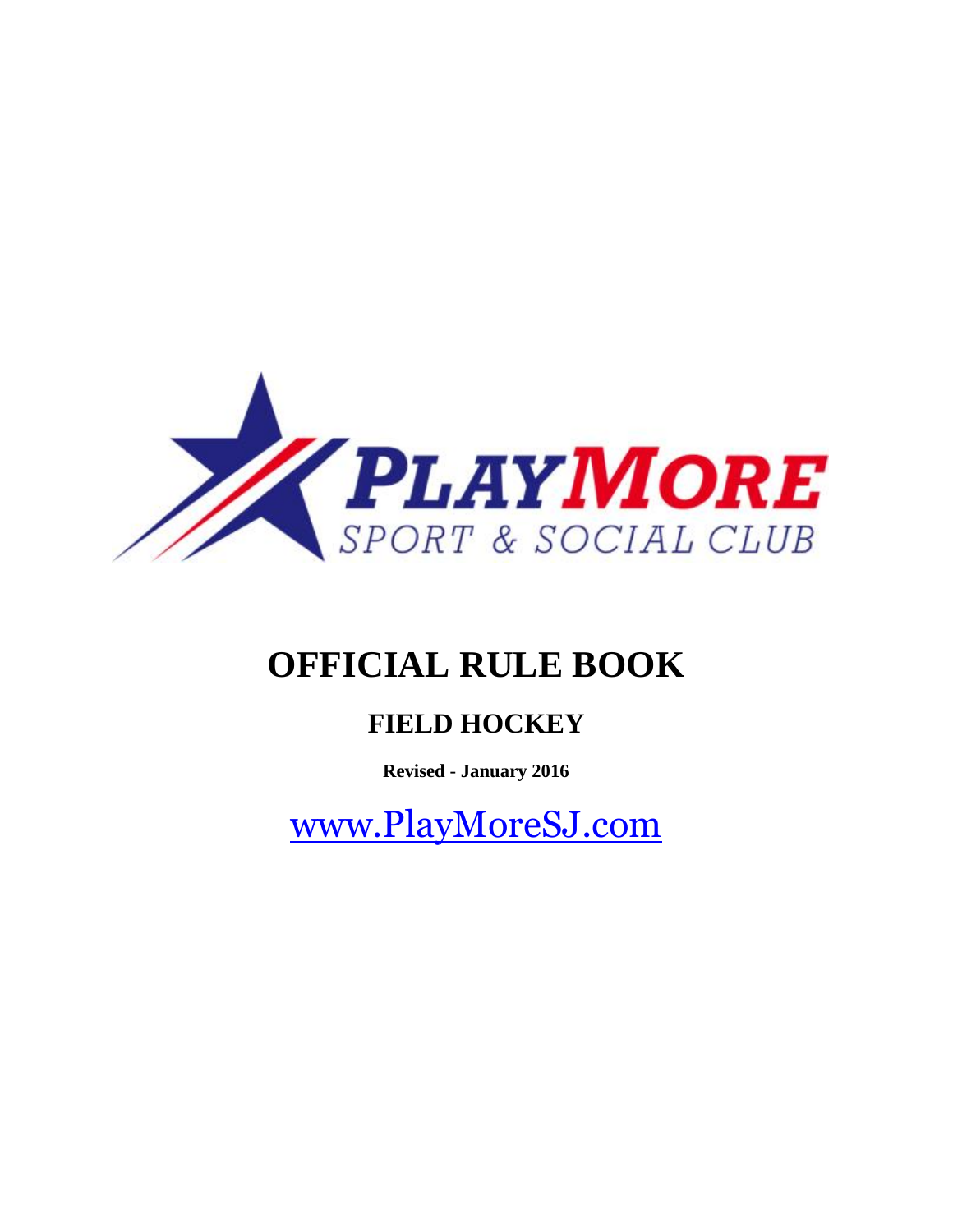PLAYMORE

SPORT & SOCIAL CLUB

# OFFICIAL RULE BOOK

## FIELD HOCKEY

**Revised - January 2016**

www.PlayMoreSJ.com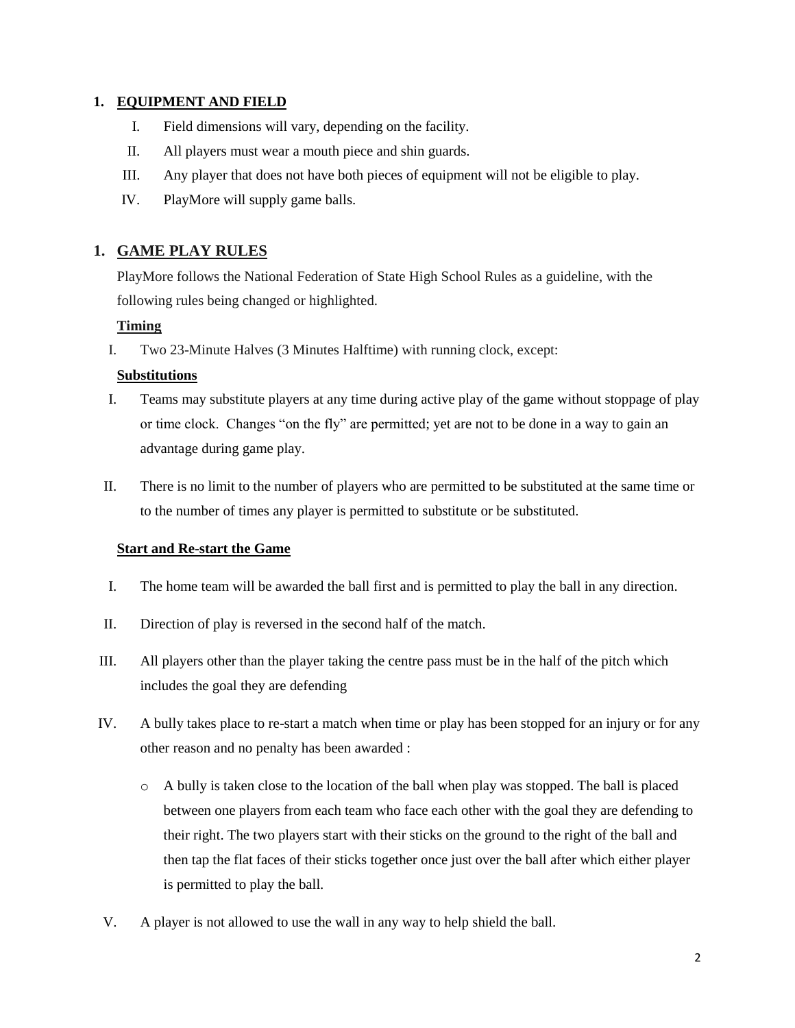## 1. EQUIPMENT AND FIELD

I. Field dimensions will vary, depending on the facility.

II. All players must wear a mouth piece and shin guards.

III. Any player that does not have both pieces of equipment will not be eligible to play.

IV. PlayMore will supply game balls.

## 1. GAME PLAY RULES

PlayMore follows the National Federation of State High School Rules as a guideline, with the following rules being changed or highlighted.

**Timing**

I. Two 23-Minute Halves (3 Minutes Halftime) with running clock, except:

**Substitutions**

I. Teams may substitute players at any time during active play of the game without stoppage of play or time clock. Changes "on the fly" are permitted; yet are not to be done in a way to gain an advantage during game play.

II. There is no limit to the number of players who are permitted to be substituted at the same time or to the number of times any player is permitted to substitute or be substituted.

**Start and Re-start the Game**

I. The home team will be awarded the ball first and is permitted to play the ball in any direction.

II. Direction of play is reversed in the second half of the match.

III. All players other than the player taking the centre pass must be in the half of the pitch which includes the goal they are defending

IV. A bully takes place to re-start a match when time or play has been stopped for an injury or for any other reason and no penalty has been awarded :

- A bully is taken close to the location of the ball when play was stopped. The ball is placed between one players from each team who face each other with the goal they are defending to their right. The two players start with their sticks on the ground to the right of the ball and then tap the flat faces of their sticks together once just over the ball after which either player is permitted to play the ball.

V. A player is not allowed to use the wall in any way to help shield the ball.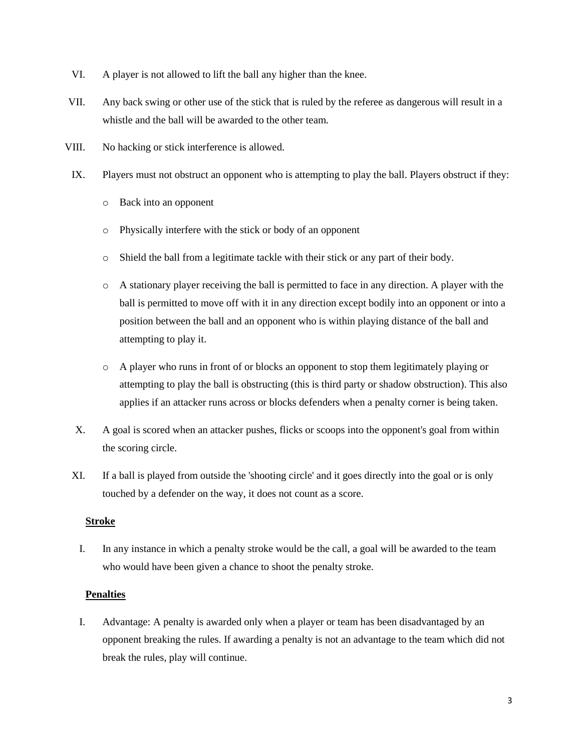VI. A player is not allowed to lift the ball any higher than the knee.

VII. Any back swing or other use of the stick that is ruled by the referee as dangerous will result in a whistle and the ball will be awarded to the other team.

VIII. No hacking or stick interference is allowed.

IX. Players must not obstruct an opponent who is attempting to play the ball. Players obstruct if they:

- Back into an opponent
- Physically interfere with the stick or body of an opponent
- Shield the ball from a legitimate tackle with their stick or any part of their body.
- A stationary player receiving the ball is permitted to face in any direction. A player with the ball is permitted to move off with it in any direction except bodily into an opponent or into a position between the ball and an opponent who is within playing distance of the ball and attempting to play it.
- A player who runs in front of or blocks an opponent to stop them legitimately playing or attempting to play the ball is obstructing (this is third party or shadow obstruction). This also applies if an attacker runs across or blocks defenders when a penalty corner is being taken.

X. A goal is scored when an attacker pushes, flicks or scoops into the opponent's goal from within the scoring circle.

XI. If a ball is played from outside the 'shooting circle' and it goes directly into the goal or is only touched by a defender on the way, it does not count as a score.

**Stroke**

I. In any instance in which a penalty stroke would be the call, a goal will be awarded to the team who would have been given a chance to shoot the penalty stroke.

**Penalties**

I. Advantage: A penalty is awarded only when a player or team has been disadvantaged by an opponent breaking the rules. If awarding a penalty is not an advantage to the team which did not break the rules, play will continue.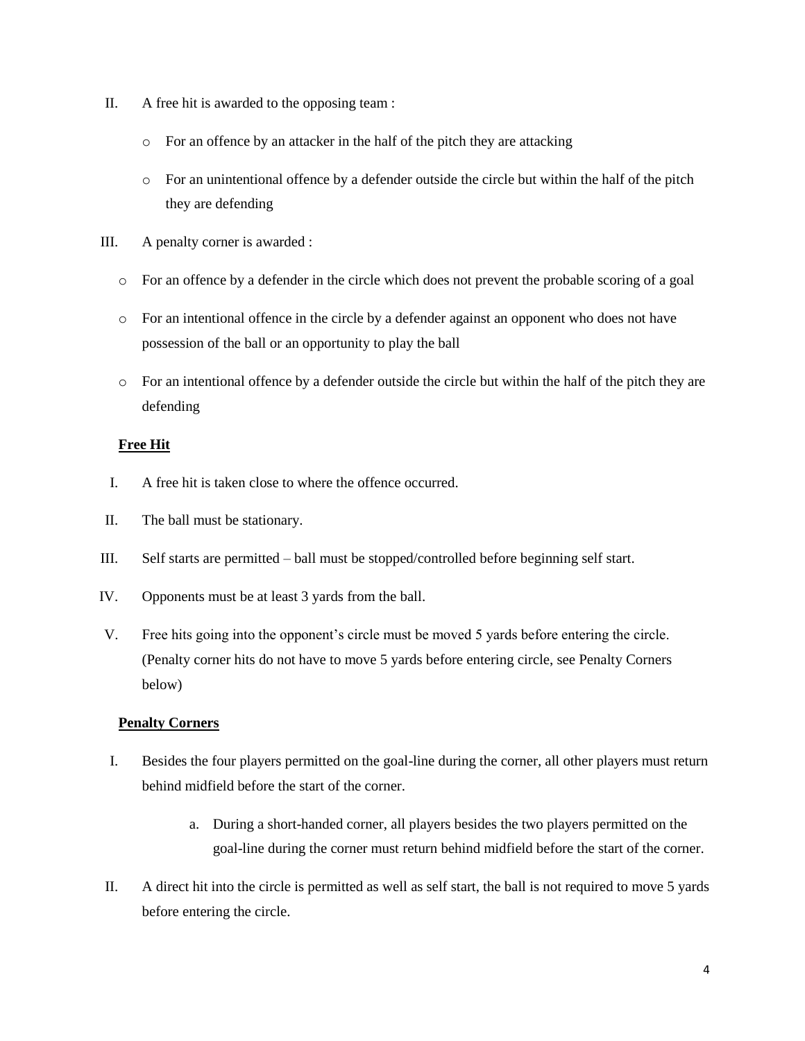II. A free hit is awarded to the opposing team :

- For an offence by an attacker in the half of the pitch they are attacking
- For an unintentional offence by a defender outside the circle but within the half of the pitch they are defending

III. A penalty corner is awarded :

- For an offence by a defender in the circle which does not prevent the probable scoring of a goal
- For an intentional offence in the circle by a defender against an opponent who does not have possession of the ball or an opportunity to play the ball
- For an intentional offence by a defender outside the circle but within the half of the pitch they are defending

**Free Hit**

I. A free hit is taken close to where the offence occurred.

II. The ball must be stationary.

III. Self starts are permitted – ball must be stopped/controlled before beginning self start.

IV. Opponents must be at least 3 yards from the ball.

V. Free hits going into the opponent's circle must be moved 5 yards before entering the circle. (Penalty corner hits do not have to move 5 yards before entering circle, see Penalty Corners below)

**Penalty Corners**

I. Besides the four players permitted on the goal-line during the corner, all other players must return behind midfield before the start of the corner.

   a. During a short-handed corner, all players besides the two players permitted on the goal-line during the corner must return behind midfield before the start of the corner.

II. A direct hit into the circle is permitted as well as self start, the ball is not required to move 5 yards before entering the circle.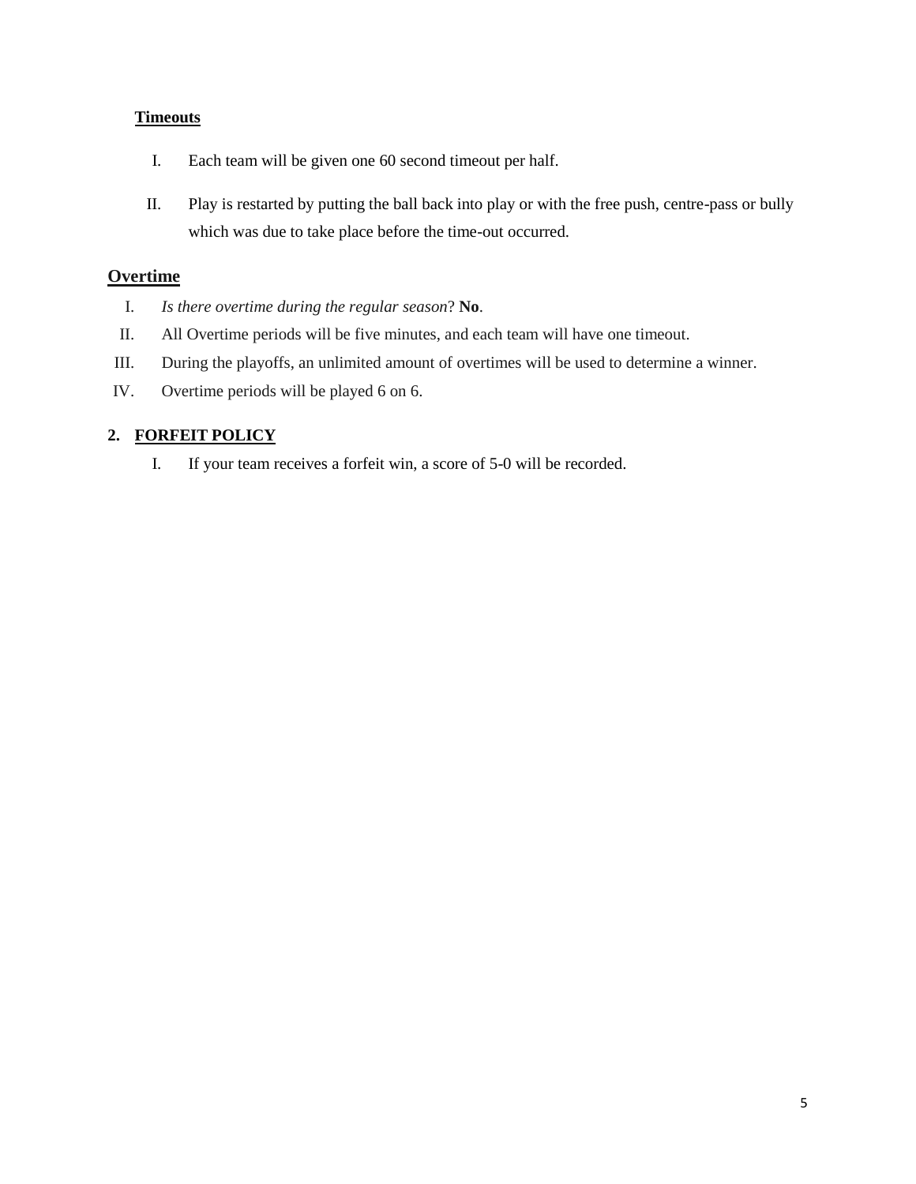**Timeouts**

I. Each team will be given one 60 second timeout per half.

II. Play is restarted by putting the ball back into play or with the free push, centre-pass or bully which was due to take place before the time-out occurred.

## Overtime

I. *Is there overtime during the regular season*? **No**.

II. All Overtime periods will be five minutes, and each team will have one timeout.

III. During the playoffs, an unlimited amount of overtimes will be used to determine a winner.

IV. Overtime periods will be played 6 on 6.

## 2. FORFEIT POLICY

I. If your team receives a forfeit win, a score of 5-0 will be recorded.